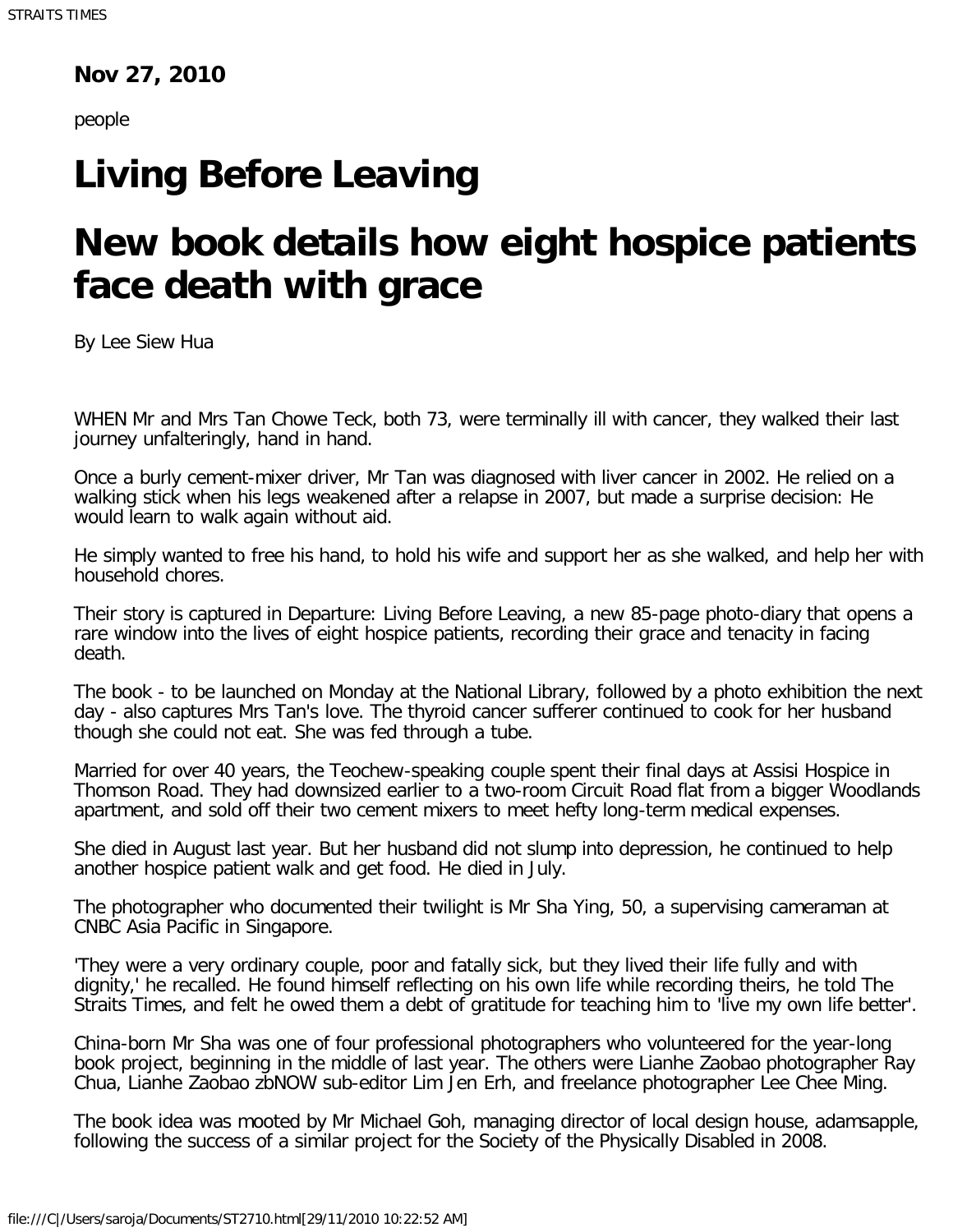**Nov 27, 2010**

people

# Living Before Leaving

# New book details how eight hospice patients face death with grace

By Lee Siew Hua

WHEN Mr and Mrs Tan Chowe Teck, both 73, were terminally ill with cancer, they walked their last journey unfalteringly, hand in hand.

Once a burly cement-mixer driver, Mr Tan was diagnosed with liver cancer in 2002. He relied on a walking stick when his legs weakened after a relapse in 2007, but made a surprise decision: He would learn to walk again without aid.

He simply wanted to free his hand, to hold his wife and support her as she walked, and help her with household chores.

Their story is captured in Departure: Living Before Leaving, a new 85-page photo-diary that opens a rare window into the lives of eight hospice patients, recording their grace and tenacity in facing death.

The book - to be launched on Monday at the National Library, followed by a photo exhibition the next day - also captures Mrs Tan's love. The thyroid cancer sufferer continued to cook for her husband though she could not eat. She was fed through a tube.

Married for over 40 years, the Teochew-speaking couple spent their final days at Assisi Hospice in Thomson Road. They had downsized earlier to a two-room Circuit Road flat from a bigger Woodlands apartment, and sold off their two cement mixers to meet hefty long-term medical expenses.

She died in August last year. But her husband did not slump into depression, he continued to help another hospice patient walk and get food. He died in July.

The photographer who documented their twilight is Mr Sha Ying, 50, a supervising cameraman at CNBC Asia Pacific in Singapore.

'They were a very ordinary couple, poor and fatally sick, but they lived their life fully and with dignity,' he recalled. He found himself reflecting on his own life while recording theirs, he told The Straits Times, and felt he owed them a debt of gratitude for teaching him to 'live my own life better'.

China-born Mr Sha was one of four professional photographers who volunteered for the year-long book project, beginning in the middle of last year. The others were Lianhe Zaobao photographer Ray Chua, Lianhe Zaobao zbNOW sub-editor Lim Jen Erh, and freelance photographer Lee Chee Ming.

The book idea was mooted by Mr Michael Goh, managing director of local design house, adamsapple, following the success of a similar project for the Society of the Physically Disabled in 2008.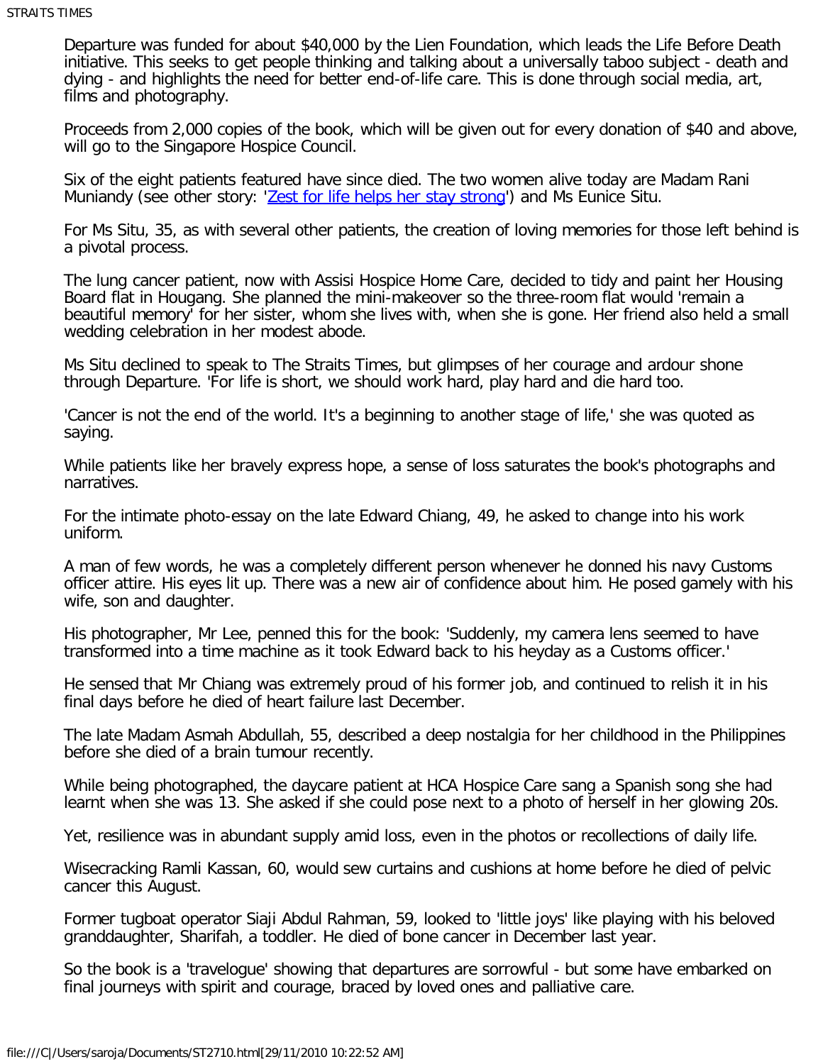Departure was funded for about $40,000 by the Lien Foundation, which leads the Life Before Death initiative. This seeks to get people thinking and talking about a universally taboo subject - death and dying - and highlights the need for better end-of-life care. This is done through social media, art, films and photography.

Proceeds from 2,000 copies of the book, which will be given out for every donation of $40 and above, will go to the Singapore Hospice Council.

Six of the eight patients featured have since died. The two women alive today are Madam Rani Muniandy (see other story: 'Zest for life helps her stay strong') and Ms Eunice Situ.

For Ms Situ, 35, as with several other patients, the creation of loving memories for those left behind is a pivotal process.

The lung cancer patient, now with Assisi Hospice Home Care, decided to tidy and paint her Housing Board flat in Hougang. She planned the mini-makeover so the three-room flat would 'remain a beautiful memory' for her sister, whom she lives with, when she is gone. Her friend also held a small wedding celebration in her modest abode.

Ms Situ declined to speak to The Straits Times, but glimpses of her courage and ardour shone through Departure. 'For life is short, we should work hard, play hard and die hard too.

'Cancer is not the end of the world. It's a beginning to another stage of life,' she was quoted as saying.

While patients like her bravely express hope, a sense of loss saturates the book's photographs and narratives.

For the intimate photo-essay on the late Edward Chiang, 49, he asked to change into his work uniform.

A man of few words, he was a completely different person whenever he donned his navy Customs officer attire. His eyes lit up. There was a new air of confidence about him. He posed gamely with his wife, son and daughter.

His photographer, Mr Lee, penned this for the book: 'Suddenly, my camera lens seemed to have transformed into a time machine as it took Edward back to his heyday as a Customs officer.'

He sensed that Mr Chiang was extremely proud of his former job, and continued to relish it in his final days before he died of heart failure last December.

The late Madam Asmah Abdullah, 55, described a deep nostalgia for her childhood in the Philippines before she died of a brain tumour recently.

While being photographed, the daycare patient at HCA Hospice Care sang a Spanish song she had learnt when she was 13. She asked if she could pose next to a photo of herself in her glowing 20s.

Yet, resilience was in abundant supply amid loss, even in the photos or recollections of daily life.

Wisecracking Ramli Kassan, 60, would sew curtains and cushions at home before he died of pelvic cancer this August.

Former tugboat operator Siaji Abdul Rahman, 59, looked to 'little joys' like playing with his beloved granddaughter, Sharifah, a toddler. He died of bone cancer in December last year.

So the book is a 'travelogue' showing that departures are sorrowful - but some have embarked on final journeys with spirit and courage, braced by loved ones and palliative care.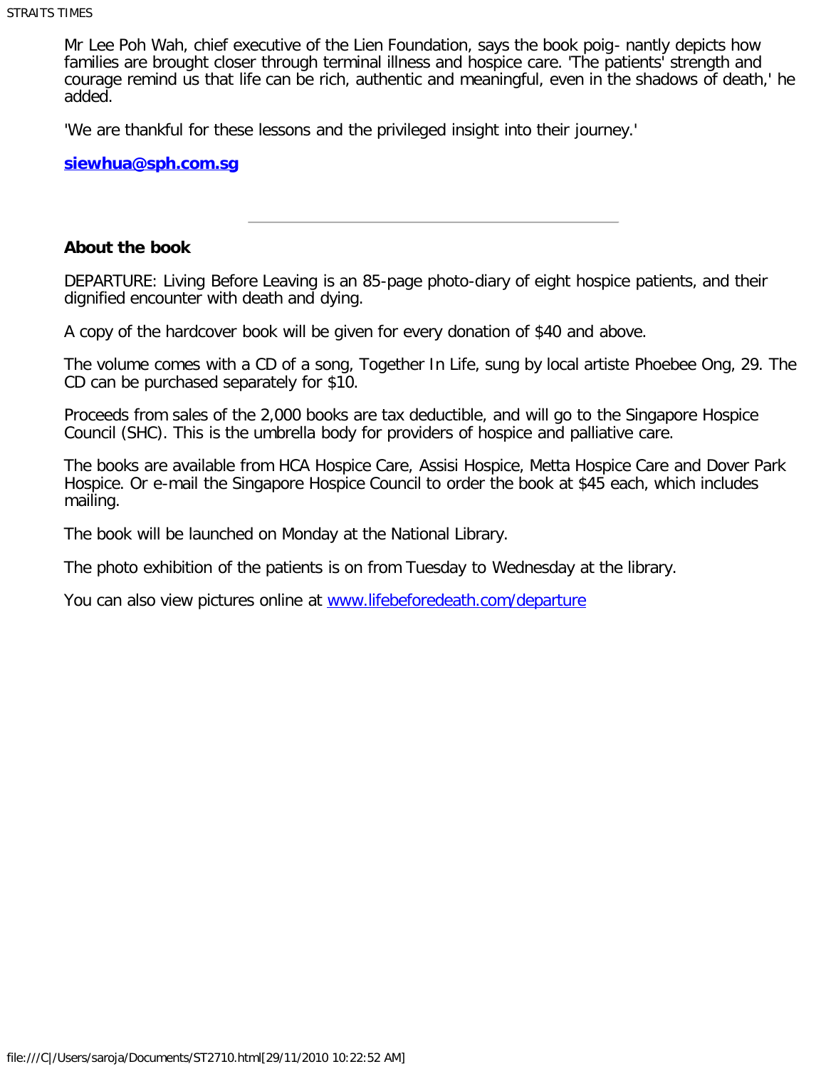Mr Lee Poh Wah, chief executive of the Lien Foundation, says the book poig- nantly depicts how families are brought closer through terminal illness and hospice care. 'The patients' strength and courage remind us that life can be rich, authentic and meaningful, even in the shadows of death,' he added.

'We are thankful for these lessons and the privileged insight into their journey.'

**siewhua@sph.com.sg**

---

**About the book**

DEPARTURE: Living Before Leaving is an 85-page photo-diary of eight hospice patients, and their dignified encounter with death and dying.

A copy of the hardcover book will be given for every donation of $40 and above.

The volume comes with a CD of a song, Together In Life, sung by local artiste Phoebee Ong, 29. The CD can be purchased separately for $10.

Proceeds from sales of the 2,000 books are tax deductible, and will go to the Singapore Hospice Council (SHC). This is the umbrella body for providers of hospice and palliative care.

The books are available from HCA Hospice Care, Assisi Hospice, Metta Hospice Care and Dover Park Hospice. Or e-mail the Singapore Hospice Council to order the book at $45 each, which includes mailing.

The book will be launched on Monday at the National Library.

The photo exhibition of the patients is on from Tuesday to Wednesday at the library.

You can also view pictures online at www.lifebeforedeath.com/departure